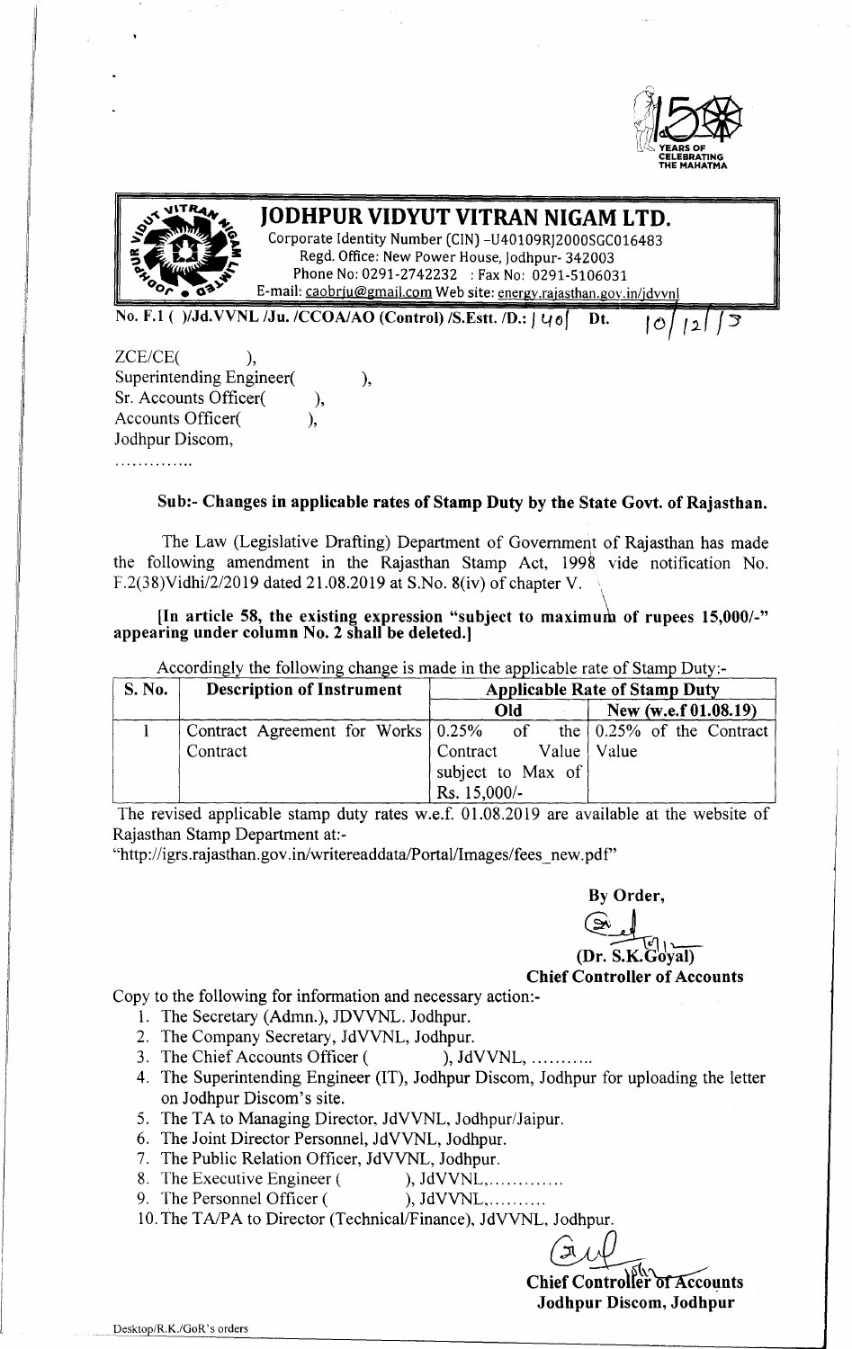# JODHPUR VIDYUT VITRAN NIGAM LTD.

Corporate Identity Number (CIN) -U40109RJ2000SGC016483
Regd. Office: New Power House, Jodhpur- 342003
Phone No: 0291-2742232 : Fax No: 0291-5106031
E-mail: caobrju@gmail.com Web site: energy.rajasthan.gov.in/jdvvnl

**No. F.1 ( )/Jd.VVNL /Ju. /CCOA/AO (Control) /S.Estt. /D.: 1401 Dt. 10/12/19**

ZCE/CE( ),
Superintending Engineer( ),
Sr. Accounts Officer( ),
Accounts Officer( ),
Jodhpur Discom,
..............

**Sub:- Changes in applicable rates of Stamp Duty by the State Govt. of Rajasthan.**

The Law (Legislative Drafting) Department of Government of Rajasthan has made the following amendment in the Rajasthan Stamp Act, 1998 vide notification No. F.2(38)Vidhi/2/2019 dated 21.08.2019 at S.No. 8(iv) of chapter V.

**[In article 58, the existing expression "subject to maximum of rupees 15,000/-" appearing under column No. 2 shall be deleted.]**

Accordingly the following change is made in the applicable rate of Stamp Duty:-

| S. No. | Description of Instrument | Applicable Rate of Stamp Duty | |
|---|---|---|---|
| | | **Old** | **New (w.e.f 01.08.19)** |
| 1 | Contract Agreement for Works Contract | 0.25% of the Contract Value subject to Max of Rs. 15,000/- | 0.25% of the Contract Value |

The revised applicable stamp duty rates w.e.f. 01.08.2019 are available at the website of Rajasthan Stamp Department at:-
"http://igrs.rajasthan.gov.in/writereaddata/Portal/Images/fees_new.pdf"

**By Order,**

**(Dr. S.K.Goyal)**
**Chief Controller of Accounts**

Copy to the following for information and necessary action:-

1. The Secretary (Admn.), JDVVNL. Jodhpur.
2. The Company Secretary, JdVVNL, Jodhpur.
3. The Chief Accounts Officer ( ), JdVVNL, ...........
4. The Superintending Engineer (IT), Jodhpur Discom, Jodhpur for uploading the letter on Jodhpur Discom's site.
5. The TA to Managing Director, JdVVNL, Jodhpur/Jaipur.
6. The Joint Director Personnel, JdVVNL, Jodhpur.
7. The Public Relation Officer, JdVVNL, Jodhpur.
8. The Executive Engineer ( ), JdVVNL,.............
9. The Personnel Officer ( ), JdVVNL,..........
10. The TA/PA to Director (Technical/Finance), JdVVNL, Jodhpur.

**Chief Controller of Accounts**
**Jodhpur Discom, Jodhpur**

Desktop/R.K./GoR's orders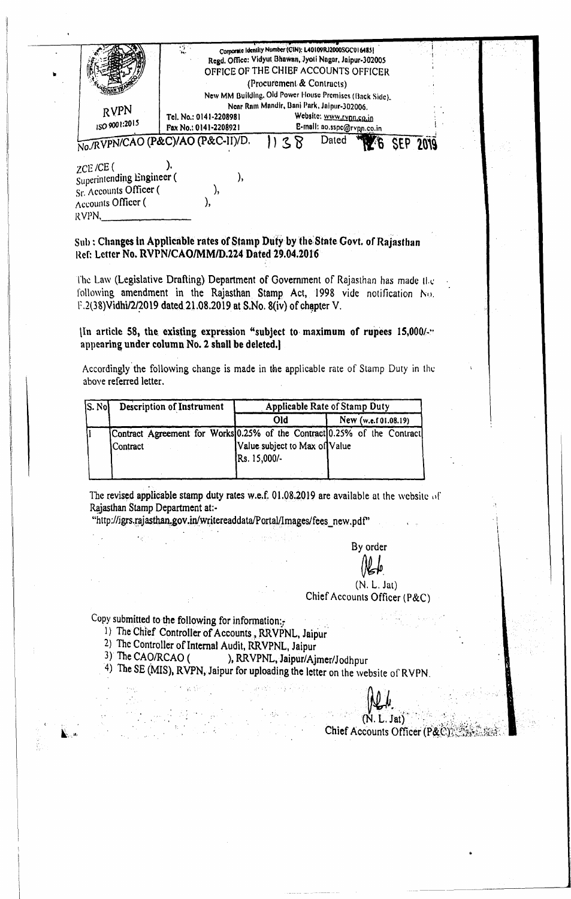Corporate Identity Number (CIN): L40109RJ2000SGC016485

Regd. Office: Vidyut Bhawan, Jyoti Nagar, Jaipur-302005

OFFICE OF THE CHIEF ACCOUNTS OFFICER

(Procurement & Contracts)

New MM Building, Old Power House Premises (Back Side), Near Ram Mandir, Bani Park, Jaipur-302006.

RVPN

ISO 9001:2015

Tel. No.: 0141-2208981 Website: www.rvpn.co.in

Fax No.: 0141-2208921 E-mail: ao.sspc@rvpn.co.in

No./RVPN/CAO (P&C)/AO (P&C-II)/D. 1138 Dated 16 SEP 2019

ZCE /CE ( ).

Superintending Engineer ( ),

Sr. Accounts Officer ( ),

Accounts Officer ( ),

RVPN, \_\_\_\_\_\_\_\_

**Sub : Changes in Applicable rates of Stamp Duty by the State Govt. of Rajasthan**

**Ref: Letter No. RVPN/CAO/MM/D.224 Dated 29.04.2016**

The Law (Legislative Drafting) Department of Government of Rajasthan has made the following amendment in the Rajasthan Stamp Act, 1998 vide notification No. F.2(38)Vidhi/2/2019 dated 21.08.2019 at S.No. 8(iv) of chapter V.

**[In article 58, the existing expression "subject to maximum of rupees 15,000/-" appearing under column No. 2 shall be deleted.]**

Accordingly the following change is made in the applicable rate of Stamp Duty in the above referred letter.

| S. No | Description of Instrument | Applicable Rate of Stamp Duty | |
|---|---|---|---|
| | | Old | New (w.e.f 01.08.19) |
| I | Contract Agreement for Works Contract | 0.25% of the Contract Value subject to Max of Rs. 15,000/- | 0.25% of the Contract Value |

The revised applicable stamp duty rates w.e.f. 01.08.2019 are available at the website of Rajasthan Stamp Department at:-

"http://igrs.rajasthan.gov.in/writereaddata/Portal/Images/fees_new.pdf"

By order

(N. L. Jat)

Chief Accounts Officer (P&C)

Copy submitted to the following for information:-

1) The Chief Controller of Accounts, RRVPNL, Jaipur
2) The Controller of Internal Audit, RRVPNL, Jaipur
3) The CAO/RCAO ( ), RRVPNL, Jaipur/Ajmer/Jodhpur
4) The SE (MIS), RVPN, Jaipur for uploading the letter on the website of RVPN.

(N. L. Jat)

Chief Accounts Officer (P&C)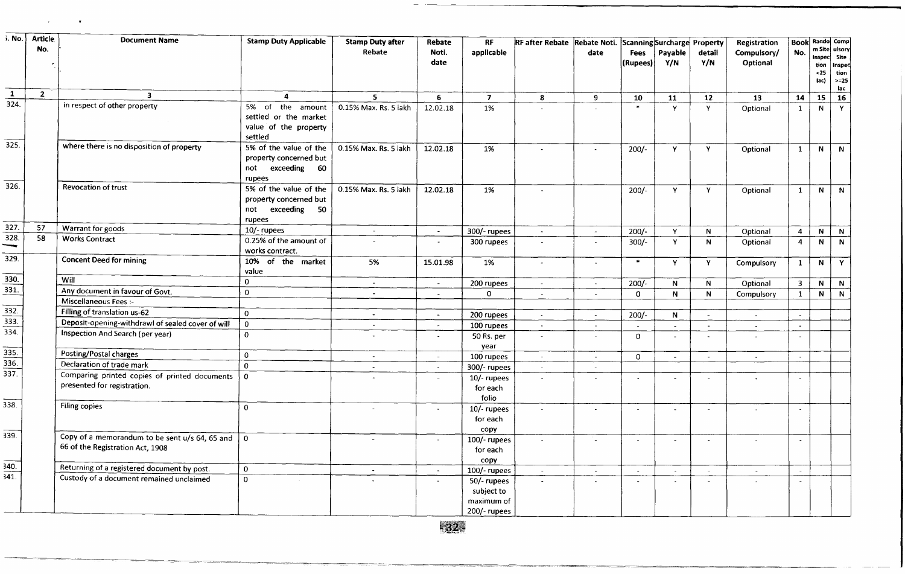| S. No. | Article No. | Document Name | Stamp Duty Applicable | Stamp Duty after Rebate | Rebate Noti. date | RF applicable | RF after Rebate | Rebate Noti. date | Scanning Fees (Rupees) | Surcharge Payable Y/N | Property detail Y/N | Registration Compulsory/ Optional | Book No. | Random Site inspection <25 lac) | Compulsory Site Inspection >=25 lac |
|---|---|---|---|---|---|---|---|---|---|---|---|---|---|---|---|
| 1 | 2 | 3 | 4 | 5 | 6 | 7 | 8 | 9 | 10 | 11 | 12 | 13 | 14 | 15 | 16 |
| 324. | | in respect of other property | 5% of the amount settled or the market value of the property settled | 0.15% Max. Rs. 5 lakh | 12.02.18 | 1% | - | - | * | Y | Y | Optional | 1 | N | Y |
| 325. | | where there is no disposition of property | 5% of the value of the property concerned but not exceeding 60 rupees | 0.15% Max. Rs. 5 lakh | 12.02.18 | 1% | - | - | 200/- | Y | Y | Optional | 1 | N | N |
| 326. | | Revocation of trust | 5% of the value of the property concerned but not exceeding 50 rupees | 0.15% Max. Rs. 5 lakh | 12.02.18 | 1% | - | | 200/- | Y | Y | Optional | 1 | N | N |
| 327. | 57 | Warrant for goods | 10/- rupees | - | - | 300/- rupees | - | - | 200/- | Y | N | Optional | 4 | N | N |
| 328. | 58 | Works Contract | 0.25% of the amount of works contract. | - | - | 300 rupees | - | - | 300/- | Y | N | Optional | 4 | N | N |
| 329. | | Concent Deed for mining | 10% of the market value | 5% | 15.01.98 | 1% | - | - | * | Y | Y | Compulsory | 1 | N | Y |
| 330. | | Will | 0 | - | - | 200 rupees | - | - | 200/- | N | N | Optional | 3 | N | N |
| 331. | | Any document in favour of Govt. | 0 | - | - | 0 | - | - | 0 | N | N | Compulsory | 1 | N | N |
| | | Miscellaneous Fees :- | | | | | | | | | | | | | |
| 332. | | Filling of translation us-62 | 0 | - | - | 200 rupees | - | - | 200/- | N | - | - | - | | |
| 333. | | Deposit-opening-withdrawl of sealed cover of will | 0 | - | - | 100 rupees | - | - | - | - | - | - | - | | |
| 334. | | Inspection And Search (per year) | 0 | - | - | 50 Rs. per year | - | - | 0 | - | - | - | - | | |
| 335. | | Posting/Postal charges | 0 | - | - | 100 rupees | - | - | 0 | - | - | - | - | | |
| 336. | | Declaration of trade mark | 0 | - | - | 300/- rupees | - | - | | | | | | | |
| 337. | | Comparing printed copies of printed documents presented for registration. | 0 | - | - | 10/- rupees for each folio | - | - | - | - | - | - | - | | |
| 338. | | Filing copies | 0 | - | - | 10/- rupees for each copy | - | - | - | - | - | - | - | | |
| 339. | | Copy of a memorandum to be sent u/s 64, 65 and 66 of the Registration Act, 1908 | 0 | - | - | 100/- rupees for each copy | - | - | - | - | - | - | - | | |
| 340. | | Returning of a registered document by post. | 0 | - | - | 100/- rupees | - | - | - | - | - | - | - | | |
| 341. | | Custody of a document remained unclaimed | 0 | - | - | 50/- rupees subject to maximum of 200/- rupees | - | - | - | - | - | - | - | | |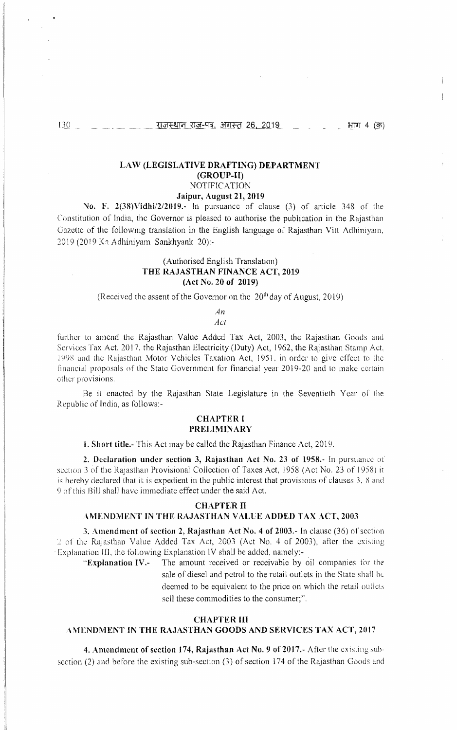## LAW (LEGISLATIVE DRAFTING) DEPARTMENT
## (GROUP-II)
### NOTIFICATION
### Jaipur, August 21, 2019

**No. F. 2(38)Vidhi/2/2019.-** In pursuance of clause (3) of article 348 of the Constitution of India, the Governor is pleased to authorise the publication in the Rajasthan Gazette of the following translation in the English language of Rajasthan Vitt Adhiniyam, 2019 (2019 Ka Adhiniyam Sankhyank 20):-

(Authorised English Translation)

## THE RAJASTHAN FINANCE ACT, 2019
### (Act No. 20 of 2019)

(Received the assent of the Governor on the 20th day of August, 2019)

*An*
*Act*

further to amend the Rajasthan Value Added Tax Act, 2003, the Rajasthan Goods and Services Tax Act, 2017, the Rajasthan Electricity (Duty) Act, 1962, the Rajasthan Stamp Act, 1998 and the Rajasthan Motor Vehicles Taxation Act, 1951, in order to give effect to the financial proposals of the State Government for financial year 2019-20 and to make certain other provisions.

Be it enacted by the Rajasthan State Legislature in the Seventieth Year of the Republic of India, as follows:-

## CHAPTER I
## PRELIMINARY

**1. Short title.-** This Act may be called the Rajasthan Finance Act, 2019.

**2. Declaration under section 3, Rajasthan Act No. 23 of 1958.-** In pursuance of section 3 of the Rajasthan Provisional Collection of Taxes Act, 1958 (Act No. 23 of 1958) it is hereby declared that it is expedient in the public interest that provisions of clauses 3, 8 and 9 of this Bill shall have immediate effect under the said Act.

## CHAPTER II
## AMENDMENT IN THE RAJASTHAN VALUE ADDED TAX ACT, 2003

**3. Amendment of section 2, Rajasthan Act No. 4 of 2003.-** In clause (36) of section 2 of the Rajasthan Value Added Tax Act, 2003 (Act No. 4 of 2003), after the existing Explanation III, the following Explanation IV shall be added, namely:-

"**Explanation IV.-** The amount received or receivable by oil companies for the sale of diesel and petrol to the retail outlets in the State shall be deemed to be equivalent to the price on which the retail outlets sell these commodities to the consumer;".

## CHAPTER III
## AMENDMENT IN THE RAJASTHAN GOODS AND SERVICES TAX ACT, 2017

**4. Amendment of section 174, Rajasthan Act No. 9 of 2017.-** After the existing sub-section (2) and before the existing sub-section (3) of section 174 of the Rajasthan Goods and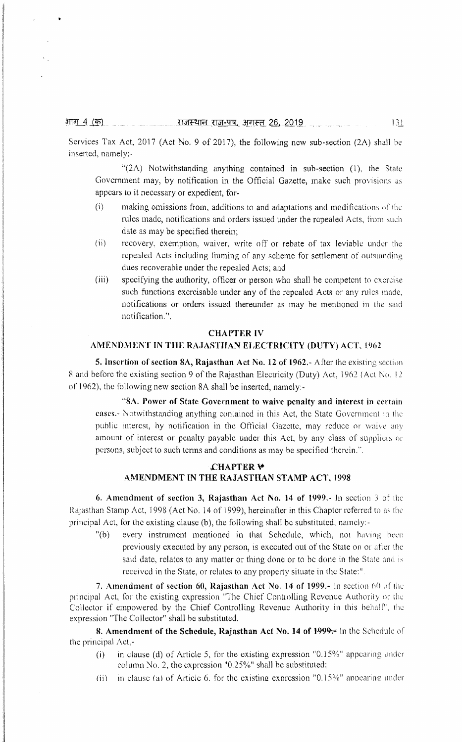Services Tax Act, 2017 (Act No. 9 of 2017), the following new sub-section (2A) shall be inserted, namely:-

"(2A) Notwithstanding anything contained in sub-section (1), the State Government may, by notification in the Official Gazette, make such provisions as appears to it necessary or expedient, for-

(i) making omissions from, additions to and adaptations and modifications of the rules made, notifications and orders issued under the repealed Acts, from such date as may be specified therein;

(ii) recovery, exemption, waiver, write off or rebate of tax leviable under the repealed Acts including framing of any scheme for settlement of outstanding dues recoverable under the repealed Acts; and

(iii) specifying the authority, officer or person who shall be competent to exercise such functions exercisable under any of the repealed Acts or any rules made, notifications or orders issued thereunder as may be mentioned in the said notification.".

## CHAPTER IV
## AMENDMENT IN THE RAJASTHAN ELECTRICITY (DUTY) ACT, 1962

**5. Insertion of section 8A, Rajasthan Act No. 12 of 1962.-** After the existing section 8 and before the existing section 9 of the Rajasthan Electricity (Duty) Act, 1962 (Act No. 12 of 1962), the following new section 8A shall be inserted, namely:-

"**8A. Power of State Government to waive penalty and interest in certain cases.-** Notwithstanding anything contained in this Act, the State Government in the public interest, by notification in the Official Gazette, may reduce or waive any amount of interest or penalty payable under this Act, by any class of suppliers or persons, subject to such terms and conditions as may be specified therein.".

## CHAPTER V
## AMENDMENT IN THE RAJASTHAN STAMP ACT, 1998

**6. Amendment of section 3, Rajasthan Act No. 14 of 1999.-** In section 3 of the Rajasthan Stamp Act, 1998 (Act No. 14 of 1999), hereinafter in this Chapter referred to as the principal Act, for the existing clause (b), the following shall be substituted, namely:-

"(b) every instrument mentioned in that Schedule, which, not having been previously executed by any person, is executed out of the State on or after the said date, relates to any matter or thing done or to be done in the State and is received in the State, or relates to any property situate in the State:".

**7. Amendment of section 60, Rajasthan Act No. 14 of 1999.-** In section 60 of the principal Act, for the existing expression "The Chief Controlling Revenue Authority or the Collector if empowered by the Chief Controlling Revenue Authority in this behalf", the expression "The Collector" shall be substituted.

**8. Amendment of the Schedule, Rajasthan Act No. 14 of 1999.-** In the Schedule of the principal Act,-

(i) in clause (d) of Article 5, for the existing expression "0.15%" appearing under column No. 2, the expression "0.25%" shall be substituted;

(ii) in clause (a) of Article 6, for the existing expression "0.15%" appearing under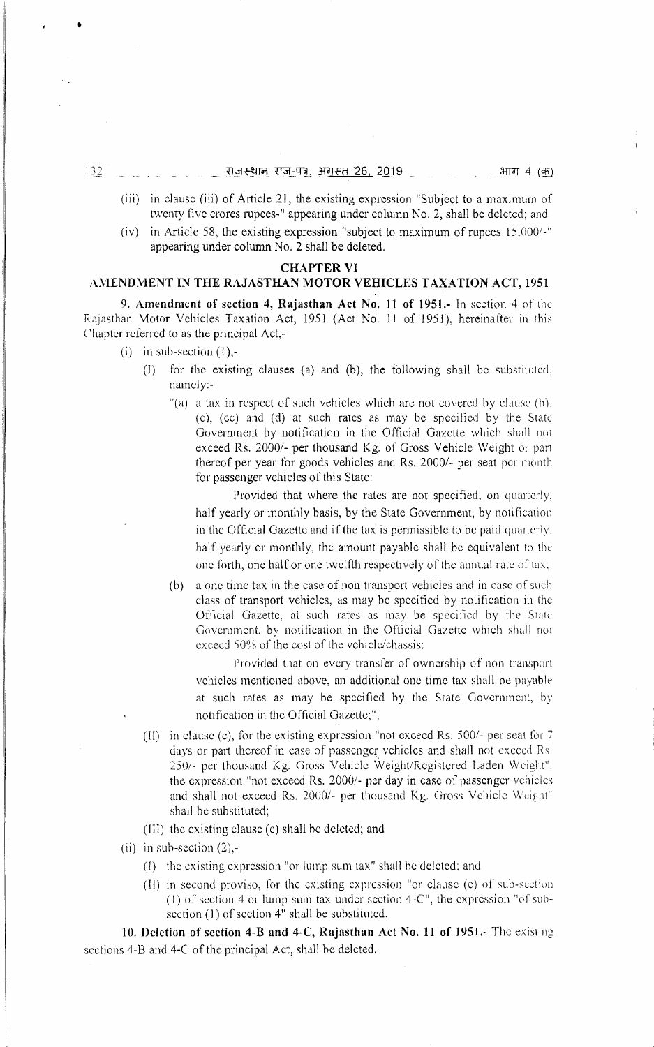(iii) in clause (iii) of Article 21, the existing expression "Subject to a maximum of twenty five crores rupees-" appearing under column No. 2, shall be deleted; and

(iv) in Article 58, the existing expression "subject to maximum of rupees 15,000/-" appearing under column No. 2 shall be deleted.

## CHAPTER VI

## AMENDMENT IN THE RAJASTHAN MOTOR VEHICLES TAXATION ACT, 1951

**9. Amendment of section 4, Rajasthan Act No. 11 of 1951.-** In section 4 of the Rajasthan Motor Vehicles Taxation Act, 1951 (Act No. 11 of 1951), hereinafter in this Chapter referred to as the principal Act,-

(i) in sub-section (1),-

(I) for the existing clauses (a) and (b), the following shall be substituted, namely:-

"(a) a tax in respect of such vehicles which are not covered by clause (b), (c), (cc) and (d) at such rates as may be specified by the State Government by notification in the Official Gazette which shall not exceed Rs. 2000/- per thousand Kg. of Gross Vehicle Weight or part thereof per year for goods vehicles and Rs. 2000/- per seat per month for passenger vehicles of this State:

Provided that where the rates are not specified, on quarterly, half yearly or monthly basis, by the State Government, by notification in the Official Gazette and if the tax is permissible to be paid quarterly, half yearly or monthly, the amount payable shall be equivalent to the one forth, one half or one twelfth respectively of the annual rate of tax;

(b) a one time tax in the case of non transport vehicles and in case of such class of transport vehicles, as may be specified by notification in the Official Gazette, at such rates as may be specified by the State Government, by notification in the Official Gazette which shall not exceed 50% of the cost of the vehicle/chassis:

Provided that on every transfer of ownership of non transport vehicles mentioned above, an additional one time tax shall be payable at such rates as may be specified by the State Government, by notification in the Official Gazette;";

(II) in clause (c), for the existing expression "not exceed Rs. 500/- per seat for 7 days or part thereof in case of passenger vehicles and shall not exceed Rs. 250/- per thousand Kg. Gross Vehicle Weight/Registered Laden Weight", the expression "not exceed Rs. 2000/- per day in case of passenger vehicles and shall not exceed Rs. 2000/- per thousand Kg. Gross Vehicle Weight" shall be substituted;

(III) the existing clause (e) shall be deleted; and

(ii) in sub-section (2),-

(I) the existing expression "or lump sum tax" shall be deleted; and

(II) in second proviso, for the existing expression "or clause (e) of sub-section (1) of section 4 or lump sum tax under section 4-C", the expression "of sub-section (1) of section 4" shall be substituted.

**10. Deletion of section 4-B and 4-C, Rajasthan Act No. 11 of 1951.-** The existing sections 4-B and 4-C of the principal Act, shall be deleted.